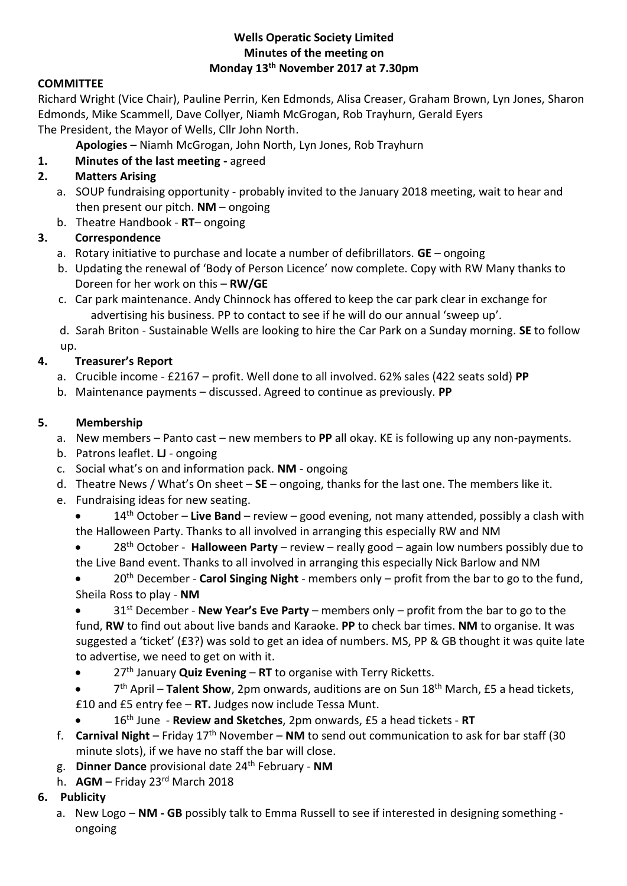**Wells Operatic Society Limited**
**Minutes of the meeting on**
**Monday 13th November 2017 at 7.30pm**

**COMMITTEE**

Richard Wright (Vice Chair), Pauline Perrin, Ken Edmonds, Alisa Creaser, Graham Brown, Lyn Jones, Sharon Edmonds, Mike Scammell, Dave Collyer, Niamh McGrogan, Rob Trayhurn, Gerald Eyers

The President, the Mayor of Wells, Cllr John North.

**Apologies –** Niamh McGrogan, John North, Lyn Jones, Rob Trayhurn

1. **Minutes of the last meeting -** agreed
2. **Matters Arising**
   a. SOUP fundraising opportunity - probably invited to the January 2018 meeting, wait to hear and then present our pitch. **NM** – ongoing
   b. Theatre Handbook - **RT**– ongoing
3. **Correspondence**
   a. Rotary initiative to purchase and locate a number of defibrillators. **GE** – ongoing
   b. Updating the renewal of 'Body of Person Licence' now complete. Copy with RW Many thanks to Doreen for her work on this – **RW/GE**
   c. Car park maintenance. Andy Chinnock has offered to keep the car park clear in exchange for advertising his business. PP to contact to see if he will do our annual 'sweep up'.
   d. Sarah Briton - Sustainable Wells are looking to hire the Car Park on a Sunday morning. **SE** to follow up.
4. **Treasurer's Report**
   a. Crucible income - £2167 – profit. Well done to all involved. 62% sales (422 seats sold) **PP**
   b. Maintenance payments – discussed. Agreed to continue as previously. **PP**
5. **Membership**
   a. New members – Panto cast – new members to **PP** all okay. KE is following up any non-payments.
   b. Patrons leaflet. **LJ** - ongoing
   c. Social what's on and information pack. **NM** - ongoing
   d. Theatre News / What's On sheet – **SE** – ongoing, thanks for the last one. The members like it.
   e. Fundraising ideas for new seating.
      - 14th October – **Live Band** – review – good evening, not many attended, possibly a clash with the Halloween Party. Thanks to all involved in arranging this especially RW and NM
      - 28th October - **Halloween Party** – review – really good – again low numbers possibly due to the Live Band event. Thanks to all involved in arranging this especially Nick Barlow and NM
      - 20th December - **Carol Singing Night** - members only – profit from the bar to go to the fund, Sheila Ross to play - **NM**
      - 31st December - **New Year's Eve Party** – members only – profit from the bar to go to the fund, **RW** to find out about live bands and Karaoke. **PP** to check bar times. **NM** to organise. It was suggested a 'ticket' (£3?) was sold to get an idea of numbers. MS, PP & GB thought it was quite late to advertise, we need to get on with it.
      - 27th January **Quiz Evening** – **RT** to organise with Terry Ricketts.
      - 7th April – **Talent Show**, 2pm onwards, auditions are on Sun 18th March, £5 a head tickets, £10 and £5 entry fee – **RT.** Judges now include Tessa Munt.
      - 16th June - **Review and Sketches**, 2pm onwards, £5 a head tickets - **RT**
   f. **Carnival Night** – Friday 17th November – **NM** to send out communication to ask for bar staff (30 minute slots), if we have no staff the bar will close.
   g. **Dinner Dance** provisional date 24th February - **NM**
   h. **AGM** – Friday 23rd March 2018
6. **Publicity**
   a. New Logo – **NM - GB** possibly talk to Emma Russell to see if interested in designing something - ongoing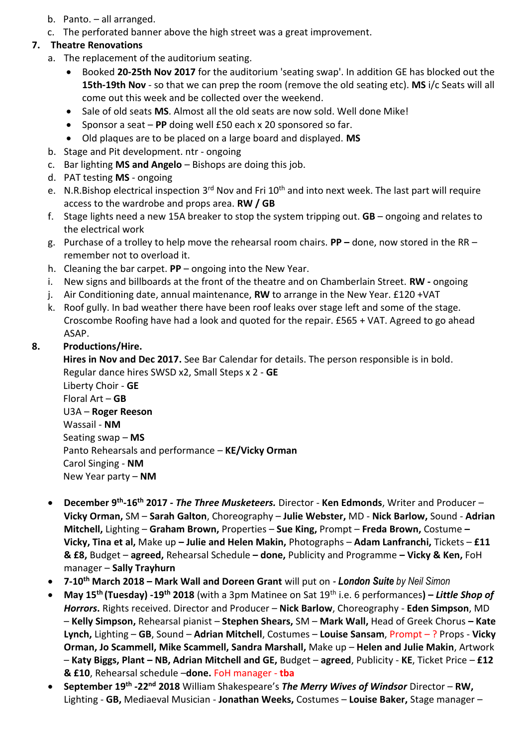b. Panto. – all arranged.
c. The perforated banner above the high street was a great improvement.

7. **Theatre Renovations**
   a. The replacement of the auditorium seating.
      - Booked **20-25th Nov 2017** for the auditorium 'seating swap'. In addition GE has blocked out the **15th-19th Nov** - so that we can prep the room (remove the old seating etc). **MS** i/c Seats will all come out this week and be collected over the weekend.
      - Sale of old seats **MS**. Almost all the old seats are now sold. Well done Mike!
      - Sponsor a seat – **PP** doing well £50 each x 20 sponsored so far.
      - Old plaques are to be placed on a large board and displayed. **MS**

   b. Stage and Pit development. ntr - ongoing
   c. Bar lighting **MS and Angelo** – Bishops are doing this job.
   d. PAT testing **MS** - ongoing
   e. N.R.Bishop electrical inspection 3rd Nov and Fri 10th and into next week. The last part will require access to the wardrobe and props area. **RW / GB**
   f. Stage lights need a new 15A breaker to stop the system tripping out. **GB** – ongoing and relates to the electrical work
   g. Purchase of a trolley to help move the rehearsal room chairs. **PP –** done, now stored in the RR – remember not to overload it.
   h. Cleaning the bar carpet. **PP** – ongoing into the New Year.
   i. New signs and billboards at the front of the theatre and on Chamberlain Street. **RW -** ongoing
   j. Air Conditioning date, annual maintenance, **RW** to arrange in the New Year. £120 +VAT
   k. Roof gully. In bad weather there have been roof leaks over stage left and some of the stage. Croscombe Roofing have had a look and quoted for the repair. £565 + VAT. Agreed to go ahead ASAP.

8. **Productions/Hire.**

   **Hires in Nov and Dec 2017.** See Bar Calendar for details. The person responsible is in bold.
   Regular dance hires SWSD x2, Small Steps x 2 - **GE**
   Liberty Choir - **GE**
   Floral Art – **GB**
   U3A – **Roger Reeson**
   Wassail - **NM**
   Seating swap – **MS**
   Panto Rehearsals and performance – **KE/Vicky Orman**
   Carol Singing - **NM**
   New Year party – **NM**

- **December 9th-16th 2017 - *The Three Musketeers.*** Director - **Ken Edmonds**, Writer and Producer – **Vicky Orman,** SM – **Sarah Galton**, Choreography – **Julie Webster,** MD - **Nick Barlow,** Sound - **Adrian Mitchell,** Lighting – **Graham Brown,** Properties – **Sue King,** Prompt – **Freda Brown,** Costume **– Vicky, Tina et al,** Make up **– Julie and Helen Makin,** Photographs – **Adam Lanfranchi,** Tickets – **£11 & £8,** Budget – **agreed,** Rehearsal Schedule **– done,** Publicity and Programme **– Vicky & Ken,** FoH manager – **Sally Trayhurn**
- **7-10th March 2018 – Mark Wall and Doreen Grant** will put on - ***London Suite*** *by Neil Simon*
- **May 15th (Tuesday) -19th 2018** (with a 3pm Matinee on Sat 19th i.e. 6 performances**) – *Little Shop of Horrors*.** Rights received. Director and Producer – **Nick Barlow**, Choreography - **Eden Simpson**, MD – **Kelly Simpson,** Rehearsal pianist – **Stephen Shears,** SM – **Mark Wall,** Head of Greek Chorus **– Kate Lynch,** Lighting – **GB**, Sound – **Adrian Mitchell**, Costumes – **Louise Sansam**, Prompt – ? Props - **Vicky Orman, Jo Scammell, Mike Scammell, Sandra Marshall,** Make up – **Helen and Julie Makin**, Artwork – **Katy Biggs, Plant – NB, Adrian Mitchell and GE,** Budget – **agreed**, Publicity - **KE**, Ticket Price – **£12 & £10**, Rehearsal schedule –**done.** FoH manager - **tba**
- **September 19th -22nd 2018** William Shakespeare's ***The Merry Wives of Windsor*** Director – **RW,** Lighting - **GB,** Mediaeval Musician - **Jonathan Weeks,** Costumes – **Louise Baker,** Stage manager –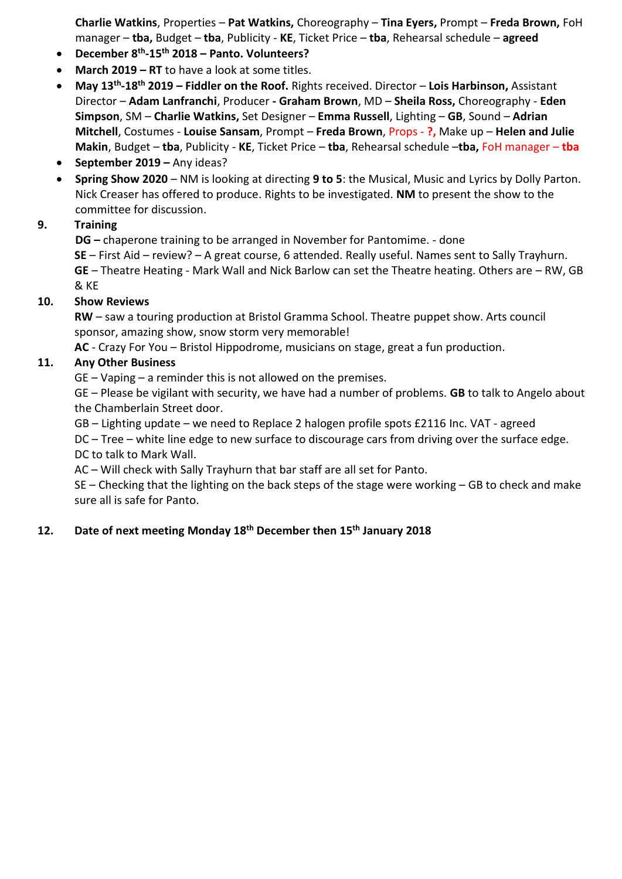**Charlie Watkins**, Properties – **Pat Watkins,** Choreography – **Tina Eyers,** Prompt – **Freda Brown,** FoH manager – **tba,** Budget – **tba**, Publicity - **KE**, Ticket Price – **tba**, Rehearsal schedule – **agreed**

- **December 8th-15th 2018 – Panto. Volunteers?**
- **March 2019 – RT** to have a look at some titles.
- **May 13th-18th 2019 – Fiddler on the Roof.** Rights received. Director – **Lois Harbinson,** Assistant Director – **Adam Lanfranchi**, Producer **- Graham Brown**, MD – **Sheila Ross,** Choreography - **Eden Simpson**, SM – **Charlie Watkins,** Set Designer – **Emma Russell**, Lighting – **GB**, Sound – **Adrian Mitchell**, Costumes - **Louise Sansam**, Prompt – **Freda Brown**, Props - **?,** Make up – **Helen and Julie Makin**, Budget – **tba**, Publicity - **KE**, Ticket Price – **tba**, Rehearsal schedule –**tba,** FoH manager – **tba**
- **September 2019 –** Any ideas?
- **Spring Show 2020** – NM is looking at directing **9 to 5**: the Musical, Music and Lyrics by Dolly Parton. Nick Creaser has offered to produce. Rights to be investigated. **NM** to present the show to the committee for discussion.

**9. Training**

**DG –** chaperone training to be arranged in November for Pantomime. - done

**SE** – First Aid – review? – A great course, 6 attended. Really useful. Names sent to Sally Trayhurn.

**GE** – Theatre Heating - Mark Wall and Nick Barlow can set the Theatre heating. Others are – RW, GB & KE

**10. Show Reviews**

**RW** – saw a touring production at Bristol Gramma School. Theatre puppet show. Arts council sponsor, amazing show, snow storm very memorable!

**AC** - Crazy For You – Bristol Hippodrome, musicians on stage, great a fun production.

**11. Any Other Business**

GE – Vaping – a reminder this is not allowed on the premises.

GE – Please be vigilant with security, we have had a number of problems. **GB** to talk to Angelo about the Chamberlain Street door.

GB – Lighting update – we need to Replace 2 halogen profile spots £2116 Inc. VAT - agreed

DC – Tree – white line edge to new surface to discourage cars from driving over the surface edge. DC to talk to Mark Wall.

AC – Will check with Sally Trayhurn that bar staff are all set for Panto.

SE – Checking that the lighting on the back steps of the stage were working – GB to check and make sure all is safe for Panto.

**12. Date of next meeting Monday 18th December then 15th January 2018**